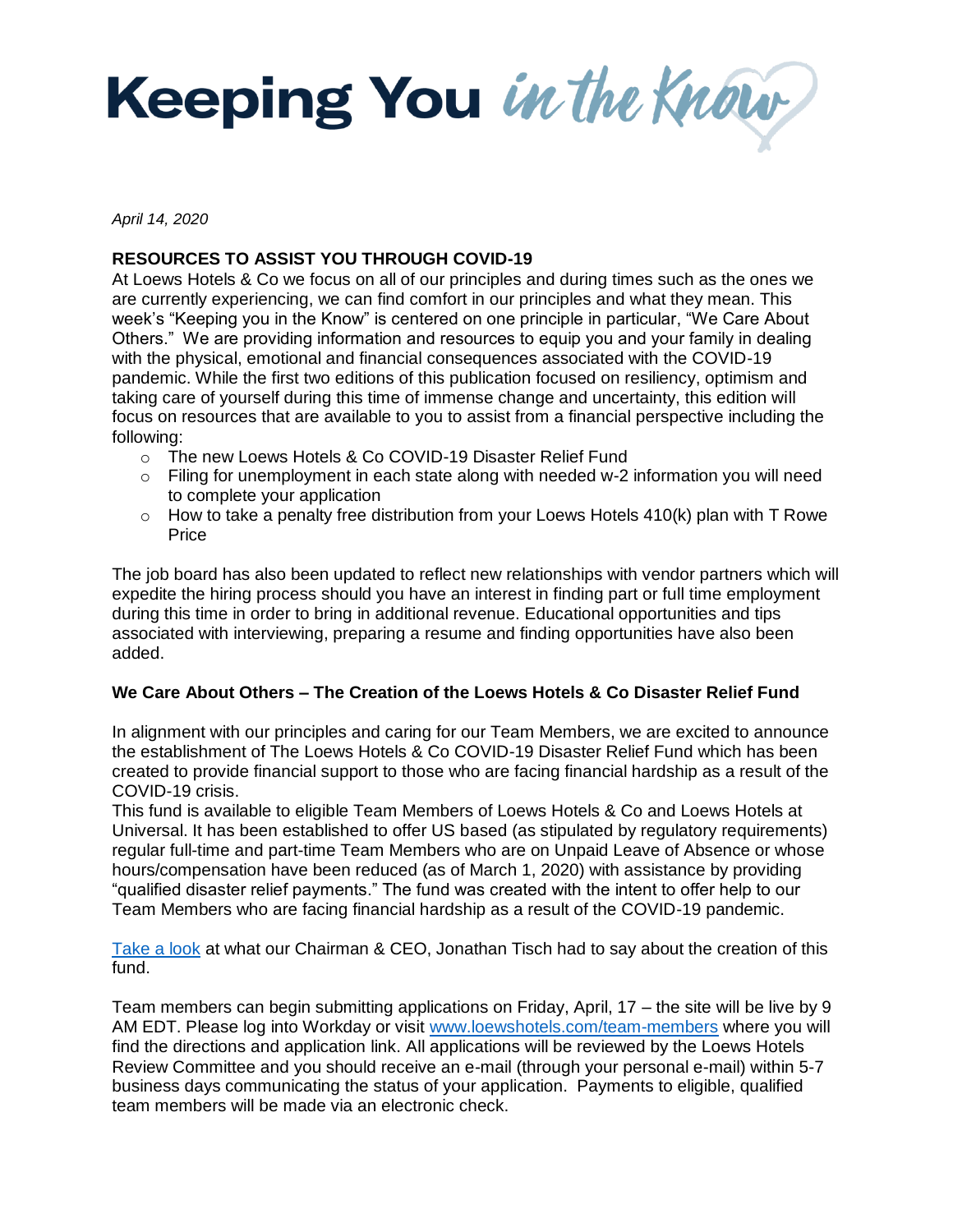# Keeping You *in the Know*

*April 14, 2020*

**RESOURCES TO ASSIST YOU THROUGH COVID-19**

At Loews Hotels & Co we focus on all of our principles and during times such as the ones we are currently experiencing, we can find comfort in our principles and what they mean. This week's "Keeping you in the Know" is centered on one principle in particular, "We Care About Others." We are providing information and resources to equip you and your family in dealing with the physical, emotional and financial consequences associated with the COVID-19 pandemic. While the first two editions of this publication focused on resiliency, optimism and taking care of yourself during this time of immense change and uncertainty, this edition will focus on resources that are available to you to assist from a financial perspective including the following:

- The new Loews Hotels & Co COVID-19 Disaster Relief Fund
- Filing for unemployment in each state along with needed w-2 information you will need to complete your application
- How to take a penalty free distribution from your Loews Hotels 410(k) plan with T Rowe Price

The job board has also been updated to reflect new relationships with vendor partners which will expedite the hiring process should you have an interest in finding part or full time employment during this time in order to bring in additional revenue. Educational opportunities and tips associated with interviewing, preparing a resume and finding opportunities have also been added.

**We Care About Others – The Creation of the Loews Hotels & Co Disaster Relief Fund**

In alignment with our principles and caring for our Team Members, we are excited to announce the establishment of The Loews Hotels & Co COVID-19 Disaster Relief Fund which has been created to provide financial support to those who are facing financial hardship as a result of the COVID-19 crisis.

This fund is available to eligible Team Members of Loews Hotels & Co and Loews Hotels at Universal. It has been established to offer US based (as stipulated by regulatory requirements) regular full-time and part-time Team Members who are on Unpaid Leave of Absence or whose hours/compensation have been reduced (as of March 1, 2020) with assistance by providing "qualified disaster relief payments." The fund was created with the intent to offer help to our Team Members who are facing financial hardship as a result of the COVID-19 pandemic.

Take a look at what our Chairman & CEO, Jonathan Tisch had to say about the creation of this fund.

Team members can begin submitting applications on Friday, April, 17 – the site will be live by 9 AM EDT. Please log into Workday or visit www.loewshotels.com/team-members where you will find the directions and application link. All applications will be reviewed by the Loews Hotels Review Committee and you should receive an e-mail (through your personal e-mail) within 5-7 business days communicating the status of your application. Payments to eligible, qualified team members will be made via an electronic check.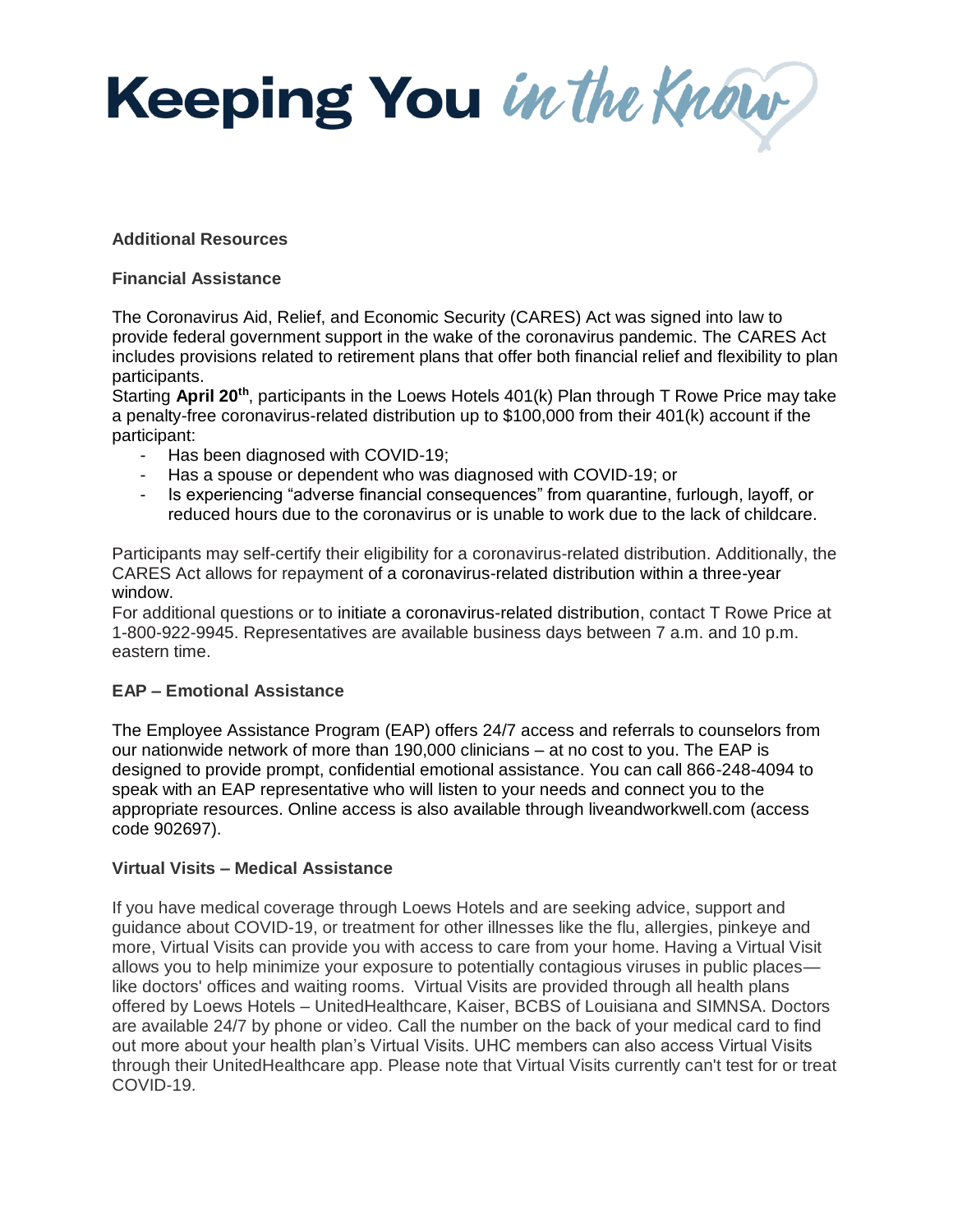# Keeping You *in the Know*

**Additional Resources**

**Financial Assistance**

The Coronavirus Aid, Relief, and Economic Security (CARES) Act was signed into law to provide federal government support in the wake of the coronavirus pandemic. The CARES Act includes provisions related to retirement plans that offer both financial relief and flexibility to plan participants.

Starting **April 20th**, participants in the Loews Hotels 401(k) Plan through T Rowe Price may take a penalty-free coronavirus-related distribution up to $100,000 from their 401(k) account if the participant:

- Has been diagnosed with COVID-19;
- Has a spouse or dependent who was diagnosed with COVID-19; or
- Is experiencing "adverse financial consequences" from quarantine, furlough, layoff, or reduced hours due to the coronavirus or is unable to work due to the lack of childcare.

Participants may self-certify their eligibility for a coronavirus-related distribution. Additionally, the CARES Act allows for repayment of a coronavirus-related distribution within a three-year window.

For additional questions or to initiate a coronavirus-related distribution, contact T Rowe Price at 1-800-922-9945. Representatives are available business days between 7 a.m. and 10 p.m. eastern time.

**EAP – Emotional Assistance**

The Employee Assistance Program (EAP) offers 24/7 access and referrals to counselors from our nationwide network of more than 190,000 clinicians – at no cost to you. The EAP is designed to provide prompt, confidential emotional assistance. You can call 866-248-4094 to speak with an EAP representative who will listen to your needs and connect you to the appropriate resources. Online access is also available through liveandworkwell.com (access code 902697).

**Virtual Visits – Medical Assistance**

If you have medical coverage through Loews Hotels and are seeking advice, support and guidance about COVID-19, or treatment for other illnesses like the flu, allergies, pinkeye and more, Virtual Visits can provide you with access to care from your home. Having a Virtual Visit allows you to help minimize your exposure to potentially contagious viruses in public places—like doctors' offices and waiting rooms. Virtual Visits are provided through all health plans offered by Loews Hotels – UnitedHealthcare, Kaiser, BCBS of Louisiana and SIMNSA. Doctors are available 24/7 by phone or video. Call the number on the back of your medical card to find out more about your health plan's Virtual Visits. UHC members can also access Virtual Visits through their UnitedHealthcare app. Please note that Virtual Visits currently can't test for or treat COVID-19.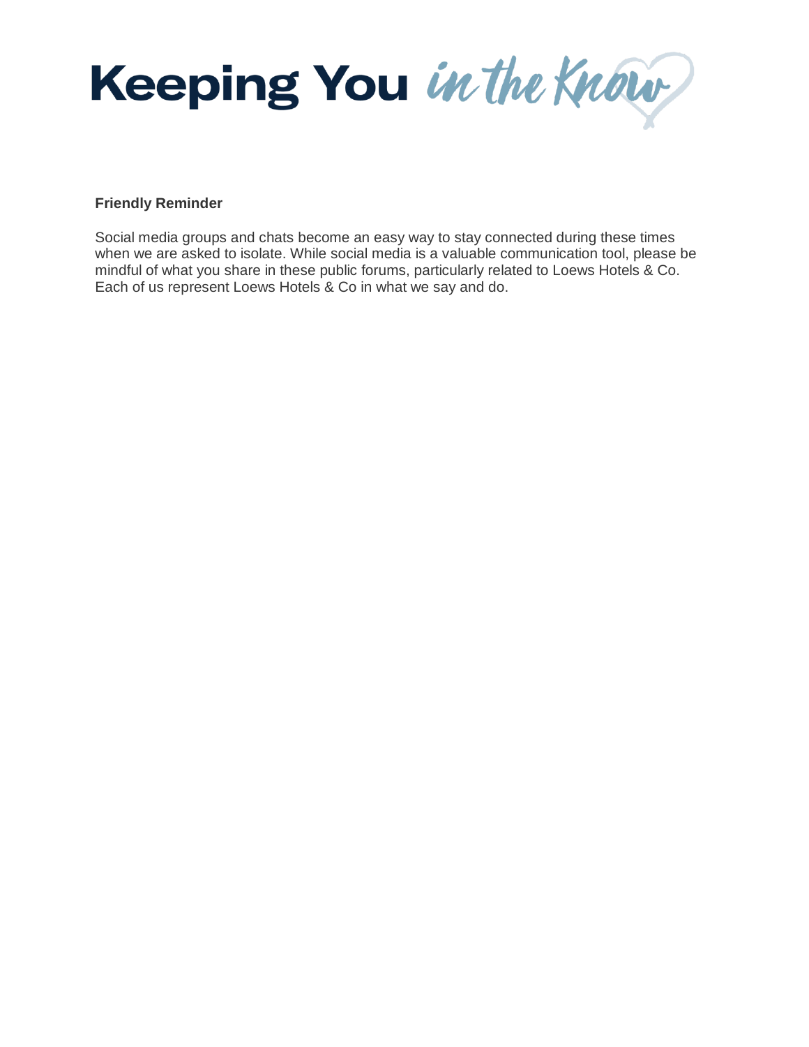# Keeping You *in the Know*

**Friendly Reminder**

Social media groups and chats become an easy way to stay connected during these times when we are asked to isolate. While social media is a valuable communication tool, please be mindful of what you share in these public forums, particularly related to Loews Hotels & Co. Each of us represent Loews Hotels & Co in what we say and do.